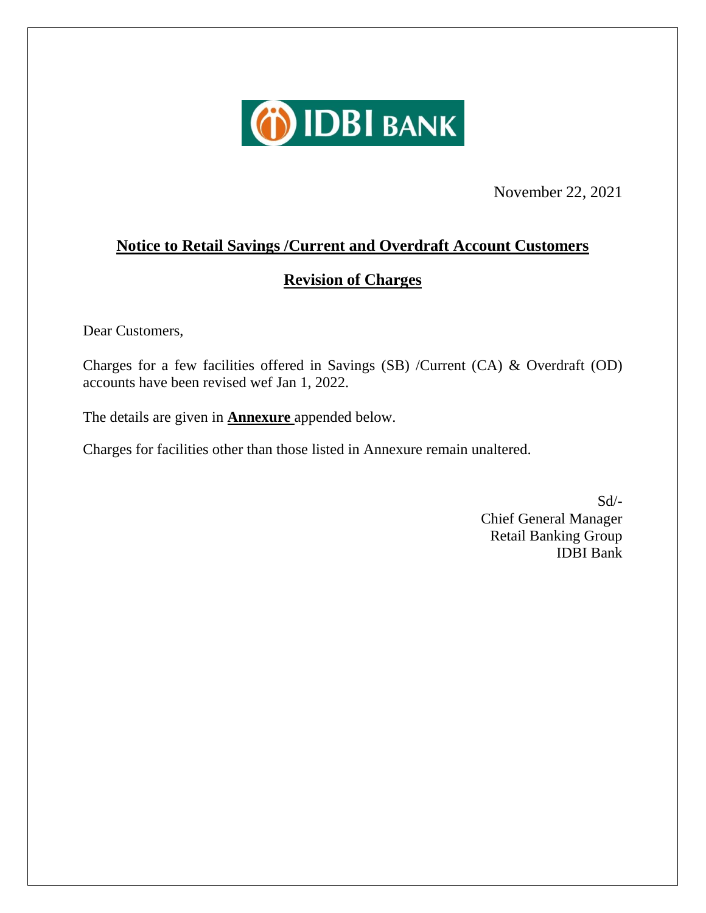IDBI BANK

November 22, 2021

## Notice to Retail Savings /Current and Overdraft Account Customers

## Revision of Charges

Dear Customers,

Charges for a few facilities offered in Savings (SB) /Current (CA) & Overdraft (OD) accounts have been revised wef Jan 1, 2022.

The details are given in **Annexure** appended below.

Charges for facilities other than those listed in Annexure remain unaltered.

Sd/-
Chief General Manager
Retail Banking Group
IDBI Bank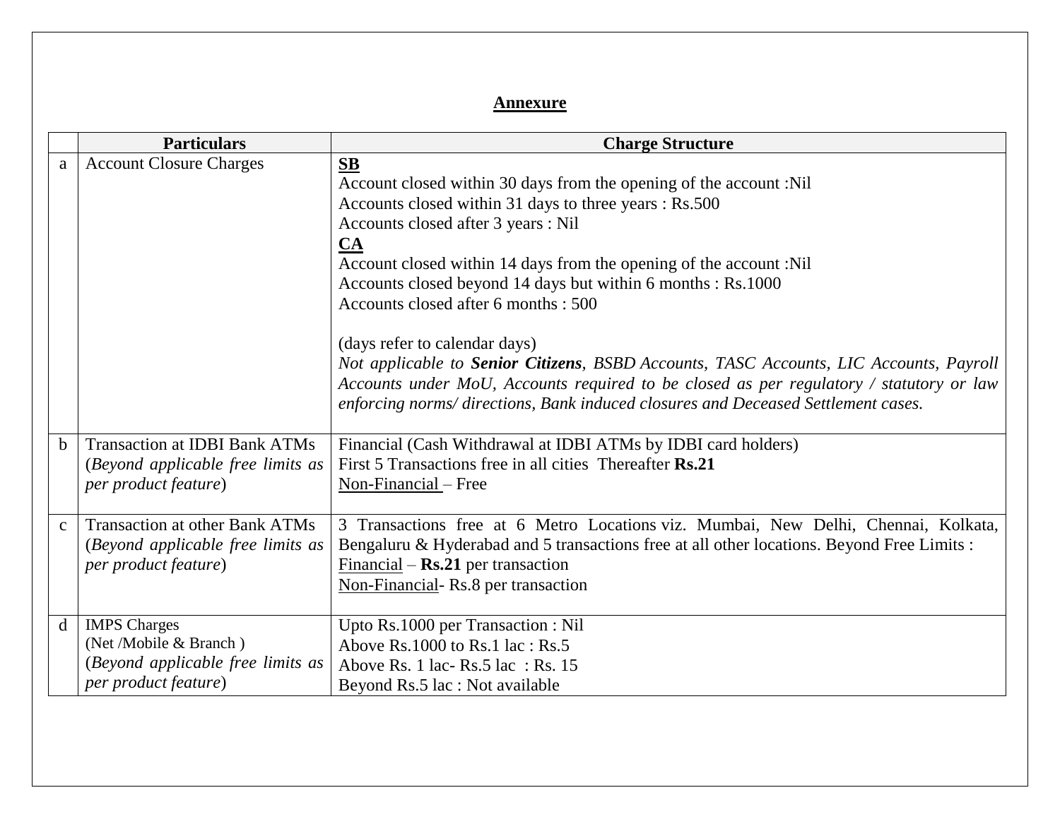## Annexure

| | Particulars | Charge Structure |
|---|---|---|
| a | Account Closure Charges | **SB**<br>Account closed within 30 days from the opening of the account :Nil<br>Accounts closed within 31 days to three years : Rs.500<br>Accounts closed after 3 years : Nil<br>**CA**<br>Account closed within 14 days from the opening of the account :Nil<br>Accounts closed beyond 14 days but within 6 months : Rs.1000<br>Accounts closed after 6 months : 500<br><br>(days refer to calendar days)<br>*Not applicable to **Senior Citizens**, BSBD Accounts, TASC Accounts, LIC Accounts, Payroll Accounts under MoU, Accounts required to be closed as per regulatory / statutory or law enforcing norms/ directions, Bank induced closures and Deceased Settlement cases.* |
| b | Transaction at IDBI Bank ATMs (*Beyond applicable free limits as per product feature*) | Financial (Cash Withdrawal at IDBI ATMs by IDBI card holders)<br>First 5 Transactions free in all cities Thereafter **Rs.21**<br>Non-Financial – Free |
| c | Transaction at other Bank ATMs (*Beyond applicable free limits as per product feature*) | 3 Transactions free at 6 Metro Locations viz. Mumbai, New Delhi, Chennai, Kolkata, Bengaluru & Hyderabad and 5 transactions free at all other locations. Beyond Free Limits :<br>Financial – **Rs.21** per transaction<br>Non-Financial- Rs.8 per transaction |
| d | IMPS Charges<br>(Net /Mobile & Branch )<br>(*Beyond applicable free limits as per product feature*) | Upto Rs.1000 per Transaction : Nil<br>Above Rs.1000 to Rs.1 lac : Rs.5<br>Above Rs. 1 lac- Rs.5 lac : Rs. 15<br>Beyond Rs.5 lac : Not available |